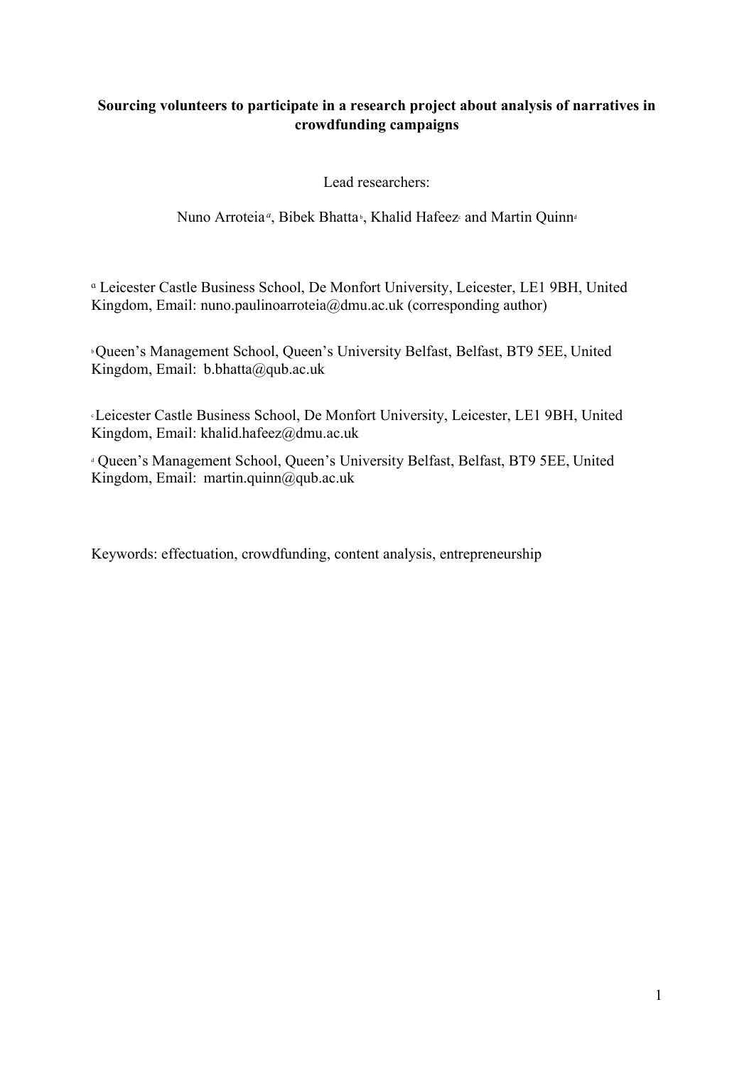**Sourcing volunteers to participate in a research project about analysis of narratives in crowdfunding campaigns**

Lead researchers:

Nuno Arroteia[a], Bibek Bhatta[b], Khalid Hafeez[c] and Martin Quinn[d]

[a] Leicester Castle Business School, De Monfort University, Leicester, LE1 9BH, United Kingdom, Email: nuno.paulinoarroteia@dmu.ac.uk (corresponding author)

[b] Queen's Management School, Queen's University Belfast, Belfast, BT9 5EE, United Kingdom, Email: b.bhatta@qub.ac.uk

[c] Leicester Castle Business School, De Monfort University, Leicester, LE1 9BH, United Kingdom, Email: khalid.hafeez@dmu.ac.uk

[d] Queen's Management School, Queen's University Belfast, Belfast, BT9 5EE, United Kingdom, Email: martin.quinn@qub.ac.uk

Keywords: effectuation, crowdfunding, content analysis, entrepreneurship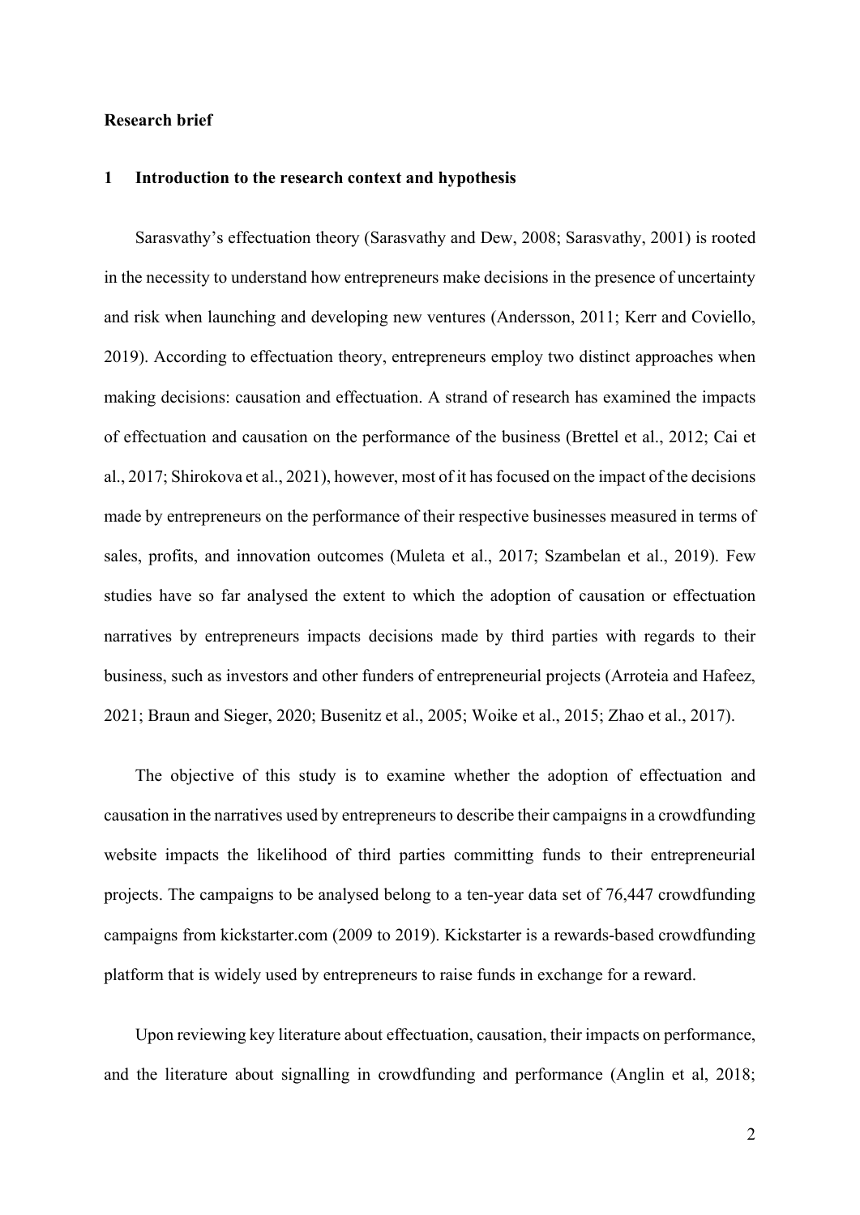**Research brief**

## 1 Introduction to the research context and hypothesis

Sarasvathy's effectuation theory (Sarasvathy and Dew, 2008; Sarasvathy, 2001) is rooted in the necessity to understand how entrepreneurs make decisions in the presence of uncertainty and risk when launching and developing new ventures (Andersson, 2011; Kerr and Coviello, 2019). According to effectuation theory, entrepreneurs employ two distinct approaches when making decisions: causation and effectuation. A strand of research has examined the impacts of effectuation and causation on the performance of the business (Brettel et al., 2012; Cai et al., 2017; Shirokova et al., 2021), however, most of it has focused on the impact of the decisions made by entrepreneurs on the performance of their respective businesses measured in terms of sales, profits, and innovation outcomes (Muleta et al., 2017; Szambelan et al., 2019). Few studies have so far analysed the extent to which the adoption of causation or effectuation narratives by entrepreneurs impacts decisions made by third parties with regards to their business, such as investors and other funders of entrepreneurial projects (Arroteia and Hafeez, 2021; Braun and Sieger, 2020; Busenitz et al., 2005; Woike et al., 2015; Zhao et al., 2017).

The objective of this study is to examine whether the adoption of effectuation and causation in the narratives used by entrepreneurs to describe their campaigns in a crowdfunding website impacts the likelihood of third parties committing funds to their entrepreneurial projects. The campaigns to be analysed belong to a ten-year data set of 76,447 crowdfunding campaigns from kickstarter.com (2009 to 2019). Kickstarter is a rewards-based crowdfunding platform that is widely used by entrepreneurs to raise funds in exchange for a reward.

Upon reviewing key literature about effectuation, causation, their impacts on performance, and the literature about signalling in crowdfunding and performance (Anglin et al, 2018;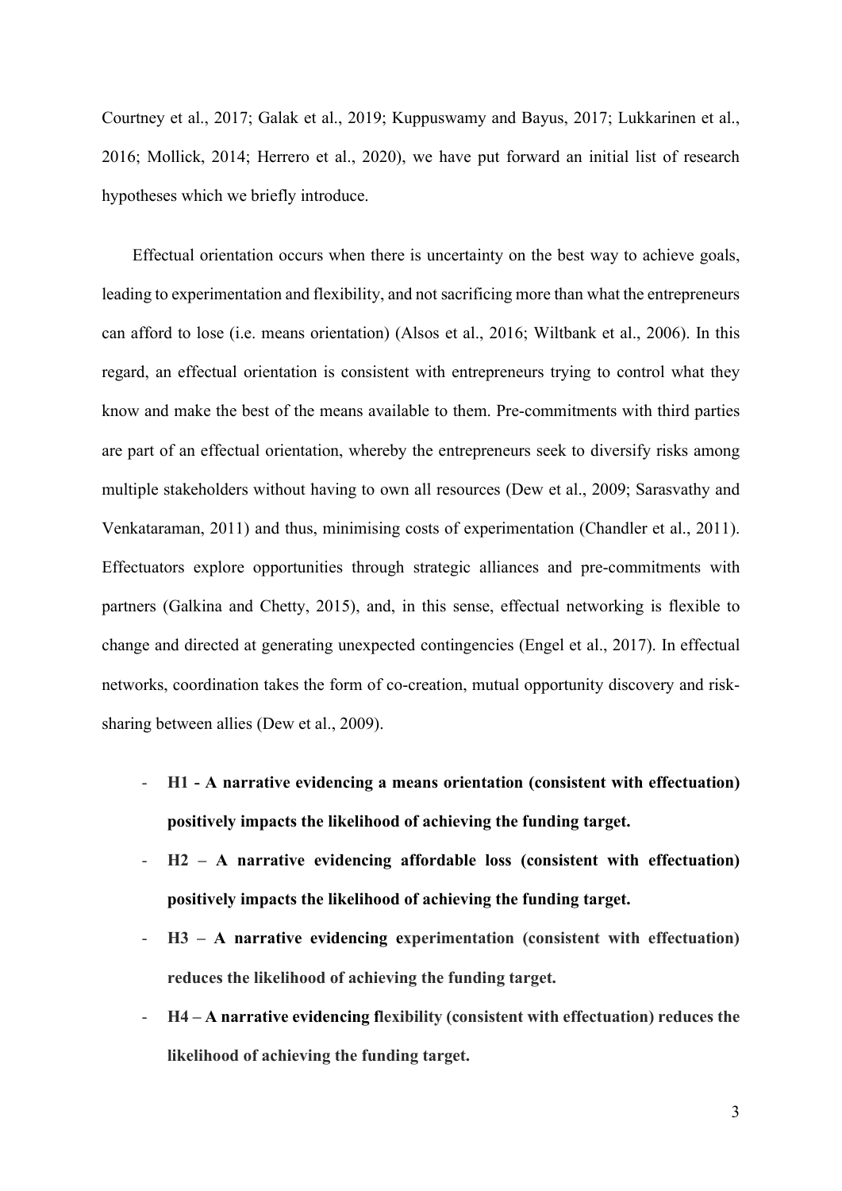Courtney et al., 2017; Galak et al., 2019; Kuppuswamy and Bayus, 2017; Lukkarinen et al., 2016; Mollick, 2014; Herrero et al., 2020), we have put forward an initial list of research hypotheses which we briefly introduce.

Effectual orientation occurs when there is uncertainty on the best way to achieve goals, leading to experimentation and flexibility, and not sacrificing more than what the entrepreneurs can afford to lose (i.e. means orientation) (Alsos et al., 2016; Wiltbank et al., 2006). In this regard, an effectual orientation is consistent with entrepreneurs trying to control what they know and make the best of the means available to them. Pre-commitments with third parties are part of an effectual orientation, whereby the entrepreneurs seek to diversify risks among multiple stakeholders without having to own all resources (Dew et al., 2009; Sarasvathy and Venkataraman, 2011) and thus, minimising costs of experimentation (Chandler et al., 2011). Effectuators explore opportunities through strategic alliances and pre-commitments with partners (Galkina and Chetty, 2015), and, in this sense, effectual networking is flexible to change and directed at generating unexpected contingencies (Engel et al., 2017). In effectual networks, coordination takes the form of co-creation, mutual opportunity discovery and risk-sharing between allies (Dew et al., 2009).

- **H1 - A narrative evidencing a means orientation (consistent with effectuation) positively impacts the likelihood of achieving the funding target.**
- **H2 – A narrative evidencing affordable loss (consistent with effectuation) positively impacts the likelihood of achieving the funding target.**
- **H3 – A narrative evidencing experimentation (consistent with effectuation) reduces the likelihood of achieving the funding target.**
- **H4 – A narrative evidencing flexibility (consistent with effectuation) reduces the likelihood of achieving the funding target.**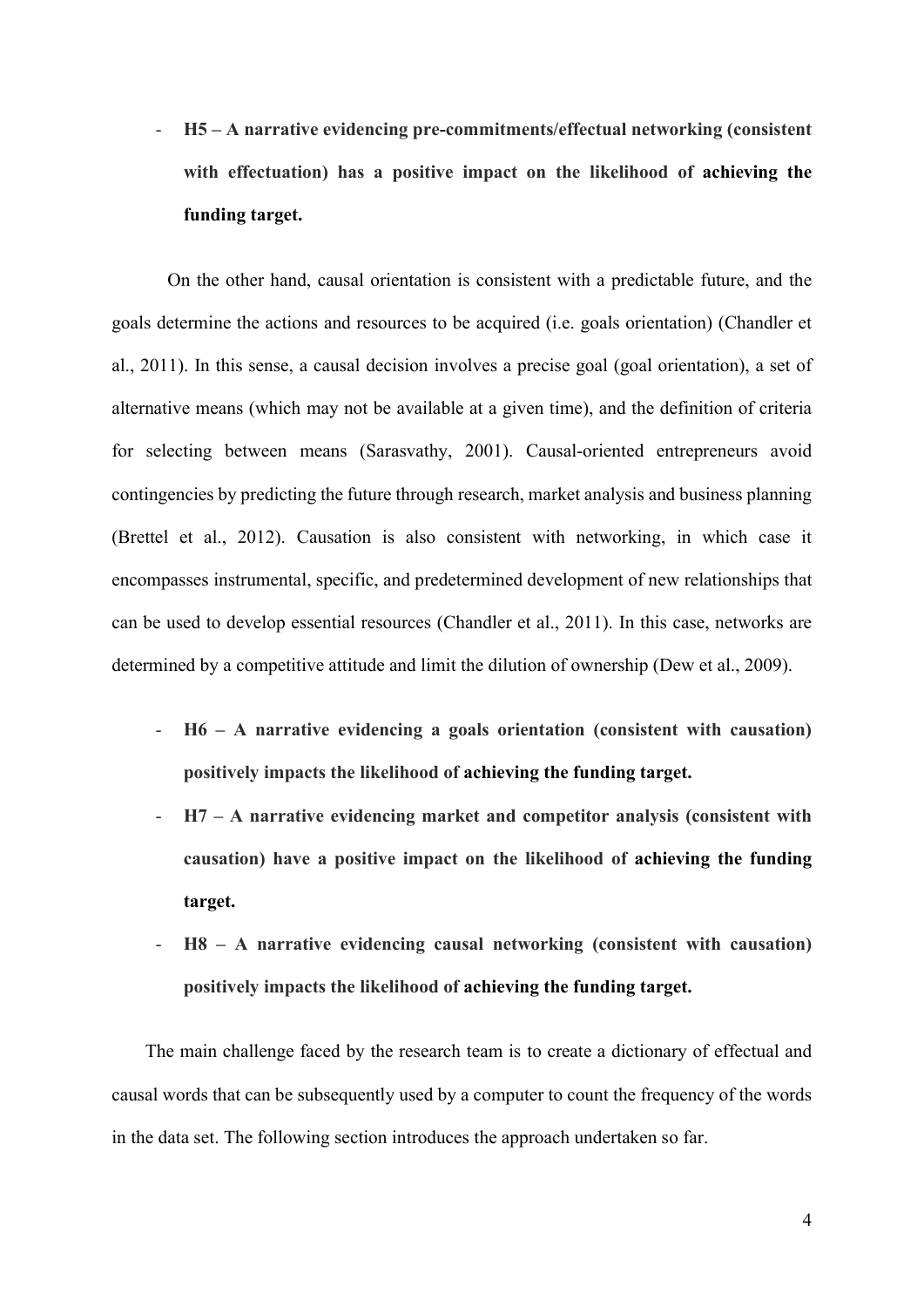- **H5 – A narrative evidencing pre-commitments/effectual networking (consistent with effectuation) has a positive impact on the likelihood of achieving the funding target.**

On the other hand, causal orientation is consistent with a predictable future, and the goals determine the actions and resources to be acquired (i.e. goals orientation) (Chandler et al., 2011). In this sense, a causal decision involves a precise goal (goal orientation), a set of alternative means (which may not be available at a given time), and the definition of criteria for selecting between means (Sarasvathy, 2001). Causal-oriented entrepreneurs avoid contingencies by predicting the future through research, market analysis and business planning (Brettel et al., 2012). Causation is also consistent with networking, in which case it encompasses instrumental, specific, and predetermined development of new relationships that can be used to develop essential resources (Chandler et al., 2011). In this case, networks are determined by a competitive attitude and limit the dilution of ownership (Dew et al., 2009).

- **H6 – A narrative evidencing a goals orientation (consistent with causation) positively impacts the likelihood of achieving the funding target.**
- **H7 – A narrative evidencing market and competitor analysis (consistent with causation) have a positive impact on the likelihood of achieving the funding target.**
- **H8 – A narrative evidencing causal networking (consistent with causation) positively impacts the likelihood of achieving the funding target.**

The main challenge faced by the research team is to create a dictionary of effectual and causal words that can be subsequently used by a computer to count the frequency of the words in the data set. The following section introduces the approach undertaken so far.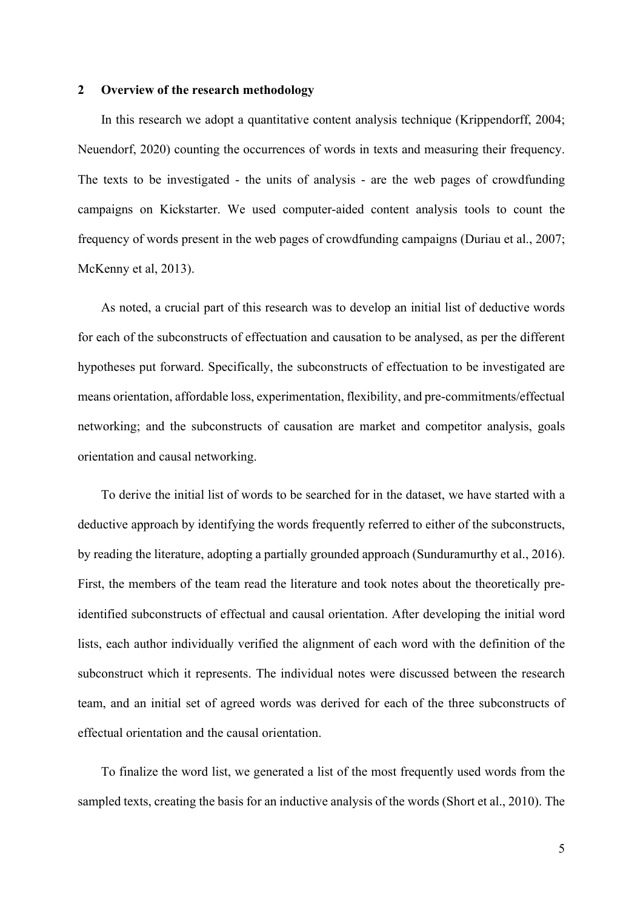## 2 Overview of the research methodology

In this research we adopt a quantitative content analysis technique (Krippendorff, 2004; Neuendorf, 2020) counting the occurrences of words in texts and measuring their frequency. The texts to be investigated - the units of analysis - are the web pages of crowdfunding campaigns on Kickstarter. We used computer-aided content analysis tools to count the frequency of words present in the web pages of crowdfunding campaigns (Duriau et al., 2007; McKenny et al, 2013).

As noted, a crucial part of this research was to develop an initial list of deductive words for each of the subconstructs of effectuation and causation to be analysed, as per the different hypotheses put forward. Specifically, the subconstructs of effectuation to be investigated are means orientation, affordable loss, experimentation, flexibility, and pre-commitments/effectual networking; and the subconstructs of causation are market and competitor analysis, goals orientation and causal networking.

To derive the initial list of words to be searched for in the dataset, we have started with a deductive approach by identifying the words frequently referred to either of the subconstructs, by reading the literature, adopting a partially grounded approach (Sunduramurthy et al., 2016). First, the members of the team read the literature and took notes about the theoretically pre-identified subconstructs of effectual and causal orientation. After developing the initial word lists, each author individually verified the alignment of each word with the definition of the subconstruct which it represents. The individual notes were discussed between the research team, and an initial set of agreed words was derived for each of the three subconstructs of effectual orientation and the causal orientation.

To finalize the word list, we generated a list of the most frequently used words from the sampled texts, creating the basis for an inductive analysis of the words (Short et al., 2010). The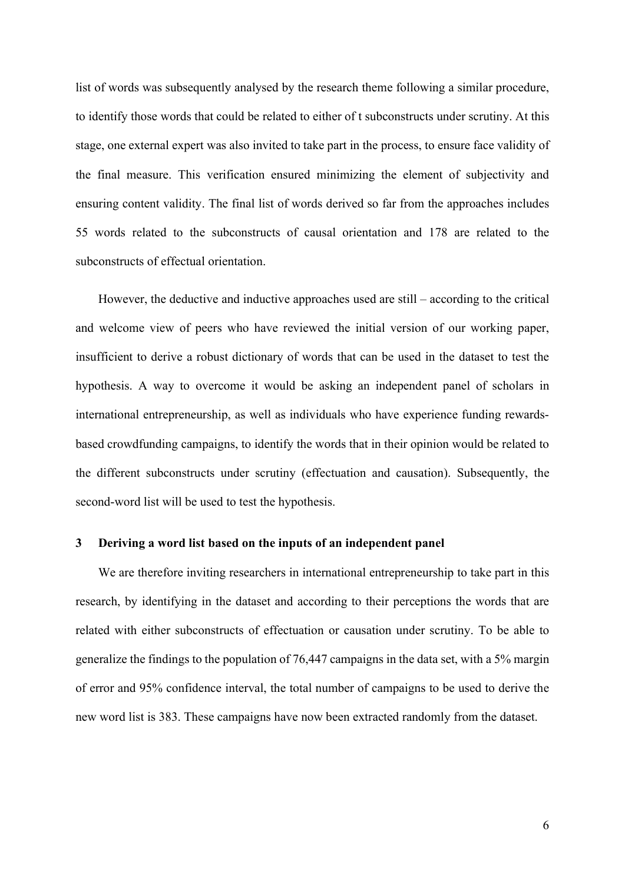list of words was subsequently analysed by the research theme following a similar procedure, to identify those words that could be related to either of t subconstructs under scrutiny. At this stage, one external expert was also invited to take part in the process, to ensure face validity of the final measure. This verification ensured minimizing the element of subjectivity and ensuring content validity. The final list of words derived so far from the approaches includes 55 words related to the subconstructs of causal orientation and 178 are related to the subconstructs of effectual orientation.

However, the deductive and inductive approaches used are still – according to the critical and welcome view of peers who have reviewed the initial version of our working paper, insufficient to derive a robust dictionary of words that can be used in the dataset to test the hypothesis. A way to overcome it would be asking an independent panel of scholars in international entrepreneurship, as well as individuals who have experience funding rewards-based crowdfunding campaigns, to identify the words that in their opinion would be related to the different subconstructs under scrutiny (effectuation and causation). Subsequently, the second-word list will be used to test the hypothesis.

## 3 Deriving a word list based on the inputs of an independent panel

We are therefore inviting researchers in international entrepreneurship to take part in this research, by identifying in the dataset and according to their perceptions the words that are related with either subconstructs of effectuation or causation under scrutiny. To be able to generalize the findings to the population of 76,447 campaigns in the data set, with a 5% margin of error and 95% confidence interval, the total number of campaigns to be used to derive the new word list is 383. These campaigns have now been extracted randomly from the dataset.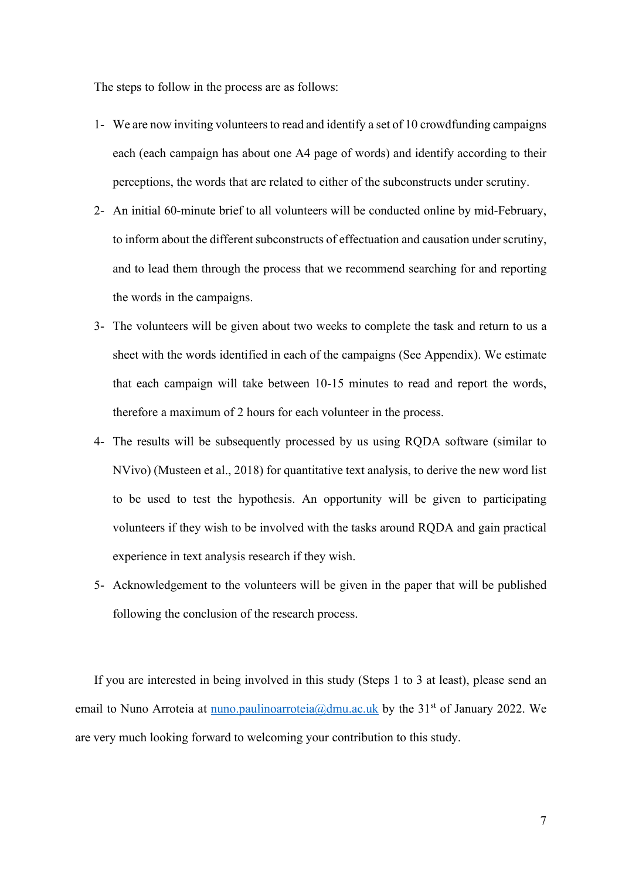The steps to follow in the process are as follows:

1- We are now inviting volunteers to read and identify a set of 10 crowdfunding campaigns each (each campaign has about one A4 page of words) and identify according to their perceptions, the words that are related to either of the subconstructs under scrutiny.

2- An initial 60-minute brief to all volunteers will be conducted online by mid-February, to inform about the different subconstructs of effectuation and causation under scrutiny, and to lead them through the process that we recommend searching for and reporting the words in the campaigns.

3- The volunteers will be given about two weeks to complete the task and return to us a sheet with the words identified in each of the campaigns (See Appendix). We estimate that each campaign will take between 10-15 minutes to read and report the words, therefore a maximum of 2 hours for each volunteer in the process.

4- The results will be subsequently processed by us using RQDA software (similar to NVivo) (Musteen et al., 2018) for quantitative text analysis, to derive the new word list to be used to test the hypothesis. An opportunity will be given to participating volunteers if they wish to be involved with the tasks around RQDA and gain practical experience in text analysis research if they wish.

5- Acknowledgement to the volunteers will be given in the paper that will be published following the conclusion of the research process.

If you are interested in being involved in this study (Steps 1 to 3 at least), please send an email to Nuno Arroteia at [nuno.paulinoarroteia@dmu.ac.uk](mailto:nuno.paulinoarroteia@dmu.ac.uk) by the 31st of January 2022. We are very much looking forward to welcoming your contribution to this study.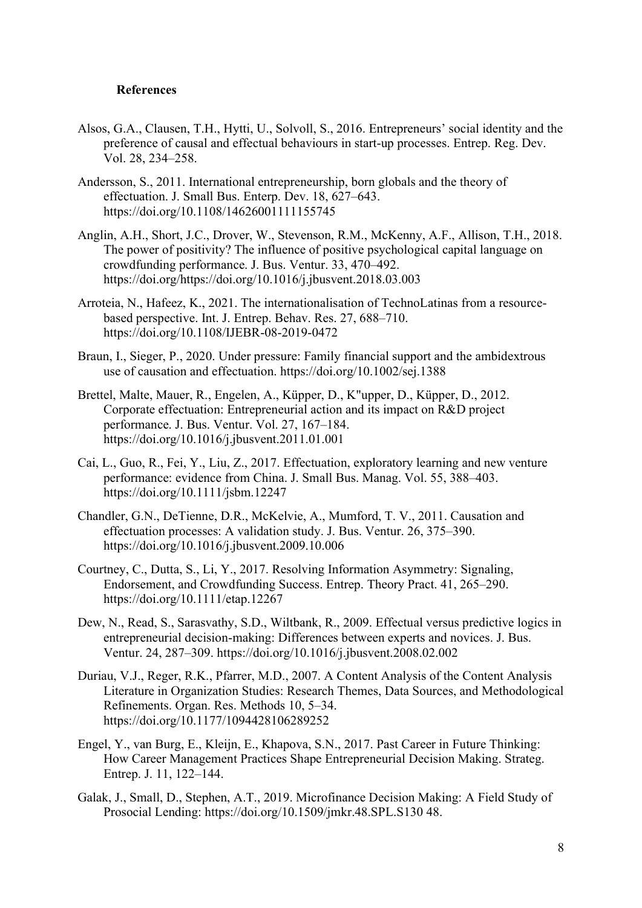### References

Alsos, G.A., Clausen, T.H., Hytti, U., Solvoll, S., 2016. Entrepreneurs' social identity and the preference of causal and effectual behaviours in start-up processes. Entrep. Reg. Dev. Vol. 28, 234–258.

Andersson, S., 2011. International entrepreneurship, born globals and the theory of effectuation. J. Small Bus. Enterp. Dev. 18, 627–643. https://doi.org/10.1108/14626001111155745

Anglin, A.H., Short, J.C., Drover, W., Stevenson, R.M., McKenny, A.F., Allison, T.H., 2018. The power of positivity? The influence of positive psychological capital language on crowdfunding performance. J. Bus. Ventur. 33, 470–492. https://doi.org/https://doi.org/10.1016/j.jbusvent.2018.03.003

Arroteia, N., Hafeez, K., 2021. The internationalisation of TechnoLatinas from a resource-based perspective. Int. J. Entrep. Behav. Res. 27, 688–710. https://doi.org/10.1108/IJEBR-08-2019-0472

Braun, I., Sieger, P., 2020. Under pressure: Family financial support and the ambidextrous use of causation and effectuation. https://doi.org/10.1002/sej.1388

Brettel, Malte, Mauer, R., Engelen, A., Küpper, D., K"upper, D., Küpper, D., 2012. Corporate effectuation: Entrepreneurial action and its impact on R&D project performance. J. Bus. Ventur. Vol. 27, 167–184. https://doi.org/10.1016/j.jbusvent.2011.01.001

Cai, L., Guo, R., Fei, Y., Liu, Z., 2017. Effectuation, exploratory learning and new venture performance: evidence from China. J. Small Bus. Manag. Vol. 55, 388–403. https://doi.org/10.1111/jsbm.12247

Chandler, G.N., DeTienne, D.R., McKelvie, A., Mumford, T. V., 2011. Causation and effectuation processes: A validation study. J. Bus. Ventur. 26, 375–390. https://doi.org/10.1016/j.jbusvent.2009.10.006

Courtney, C., Dutta, S., Li, Y., 2017. Resolving Information Asymmetry: Signaling, Endorsement, and Crowdfunding Success. Entrep. Theory Pract. 41, 265–290. https://doi.org/10.1111/etap.12267

Dew, N., Read, S., Sarasvathy, S.D., Wiltbank, R., 2009. Effectual versus predictive logics in entrepreneurial decision-making: Differences between experts and novices. J. Bus. Ventur. 24, 287–309. https://doi.org/10.1016/j.jbusvent.2008.02.002

Duriau, V.J., Reger, R.K., Pfarrer, M.D., 2007. A Content Analysis of the Content Analysis Literature in Organization Studies: Research Themes, Data Sources, and Methodological Refinements. Organ. Res. Methods 10, 5–34. https://doi.org/10.1177/1094428106289252

Engel, Y., van Burg, E., Kleijn, E., Khapova, S.N., 2017. Past Career in Future Thinking: How Career Management Practices Shape Entrepreneurial Decision Making. Strateg. Entrep. J. 11, 122–144.

Galak, J., Small, D., Stephen, A.T., 2019. Microfinance Decision Making: A Field Study of Prosocial Lending: https://doi.org/10.1509/jmkr.48.SPL.S130 48.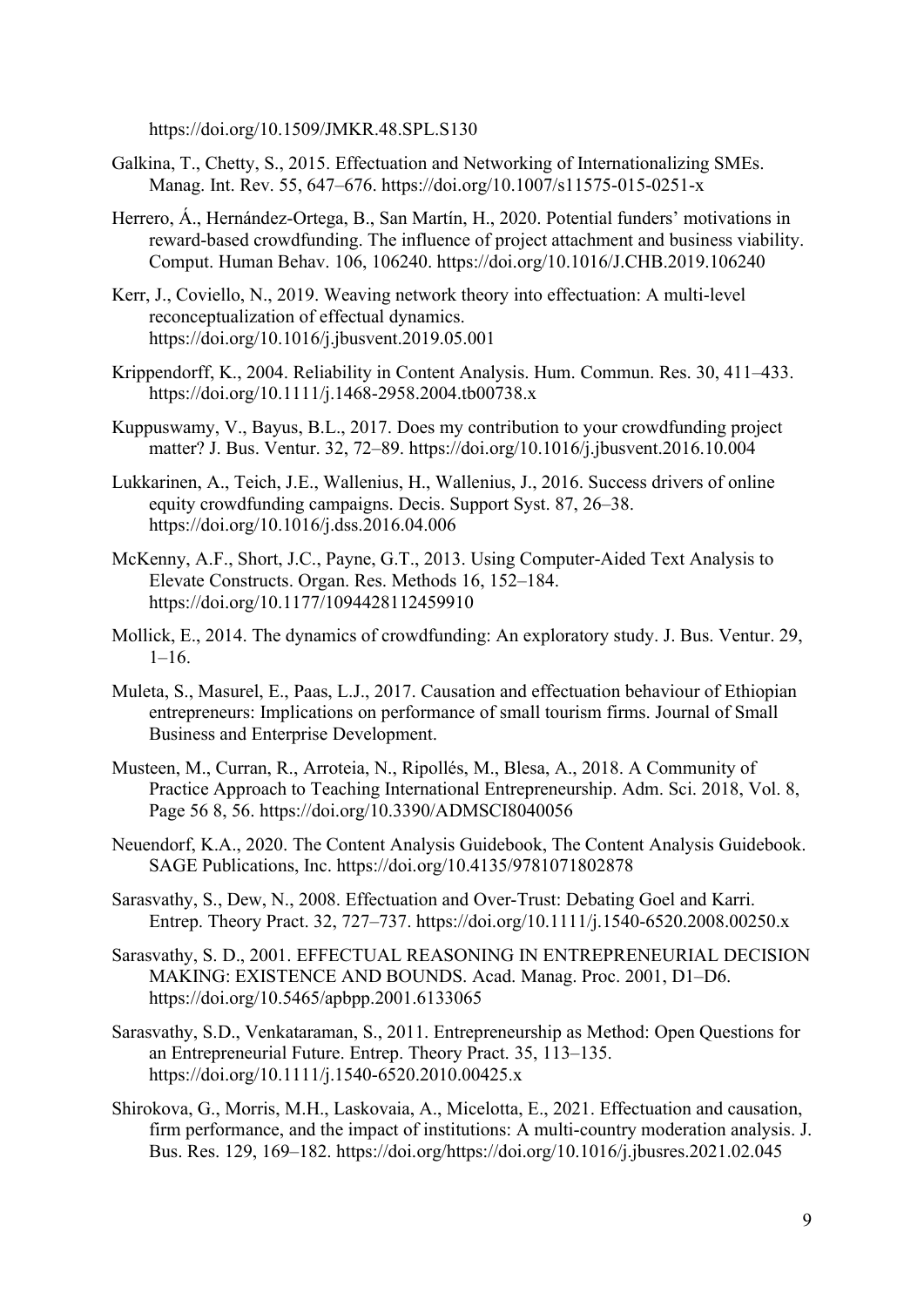https://doi.org/10.1509/JMKR.48.SPL.S130

Galkina, T., Chetty, S., 2015. Effectuation and Networking of Internationalizing SMEs. Manag. Int. Rev. 55, 647–676. https://doi.org/10.1007/s11575-015-0251-x

Herrero, Á., Hernández-Ortega, B., San Martín, H., 2020. Potential funders' motivations in reward-based crowdfunding. The influence of project attachment and business viability. Comput. Human Behav. 106, 106240. https://doi.org/10.1016/J.CHB.2019.106240

Kerr, J., Coviello, N., 2019. Weaving network theory into effectuation: A multi-level reconceptualization of effectual dynamics. https://doi.org/10.1016/j.jbusvent.2019.05.001

Krippendorff, K., 2004. Reliability in Content Analysis. Hum. Commun. Res. 30, 411–433. https://doi.org/10.1111/j.1468-2958.2004.tb00738.x

Kuppuswamy, V., Bayus, B.L., 2017. Does my contribution to your crowdfunding project matter? J. Bus. Ventur. 32, 72–89. https://doi.org/10.1016/j.jbusvent.2016.10.004

Lukkarinen, A., Teich, J.E., Wallenius, H., Wallenius, J., 2016. Success drivers of online equity crowdfunding campaigns. Decis. Support Syst. 87, 26–38. https://doi.org/10.1016/j.dss.2016.04.006

McKenny, A.F., Short, J.C., Payne, G.T., 2013. Using Computer-Aided Text Analysis to Elevate Constructs. Organ. Res. Methods 16, 152–184. https://doi.org/10.1177/1094428112459910

Mollick, E., 2014. The dynamics of crowdfunding: An exploratory study. J. Bus. Ventur. 29, 1–16.

Muleta, S., Masurel, E., Paas, L.J., 2017. Causation and effectuation behaviour of Ethiopian entrepreneurs: Implications on performance of small tourism firms. Journal of Small Business and Enterprise Development.

Musteen, M., Curran, R., Arroteia, N., Ripollés, M., Blesa, A., 2018. A Community of Practice Approach to Teaching International Entrepreneurship. Adm. Sci. 2018, Vol. 8, Page 56 8, 56. https://doi.org/10.3390/ADMSCI8040056

Neuendorf, K.A., 2020. The Content Analysis Guidebook, The Content Analysis Guidebook. SAGE Publications, Inc. https://doi.org/10.4135/9781071802878

Sarasvathy, S., Dew, N., 2008. Effectuation and Over-Trust: Debating Goel and Karri. Entrep. Theory Pract. 32, 727–737. https://doi.org/10.1111/j.1540-6520.2008.00250.x

Sarasvathy, S. D., 2001. EFFECTUAL REASONING IN ENTREPRENEURIAL DECISION MAKING: EXISTENCE AND BOUNDS. Acad. Manag. Proc. 2001, D1–D6. https://doi.org/10.5465/apbpp.2001.6133065

Sarasvathy, S.D., Venkataraman, S., 2011. Entrepreneurship as Method: Open Questions for an Entrepreneurial Future. Entrep. Theory Pract. 35, 113–135. https://doi.org/10.1111/j.1540-6520.2010.00425.x

Shirokova, G., Morris, M.H., Laskovaia, A., Micelotta, E., 2021. Effectuation and causation, firm performance, and the impact of institutions: A multi-country moderation analysis. J. Bus. Res. 129, 169–182. https://doi.org/https://doi.org/10.1016/j.jbusres.2021.02.045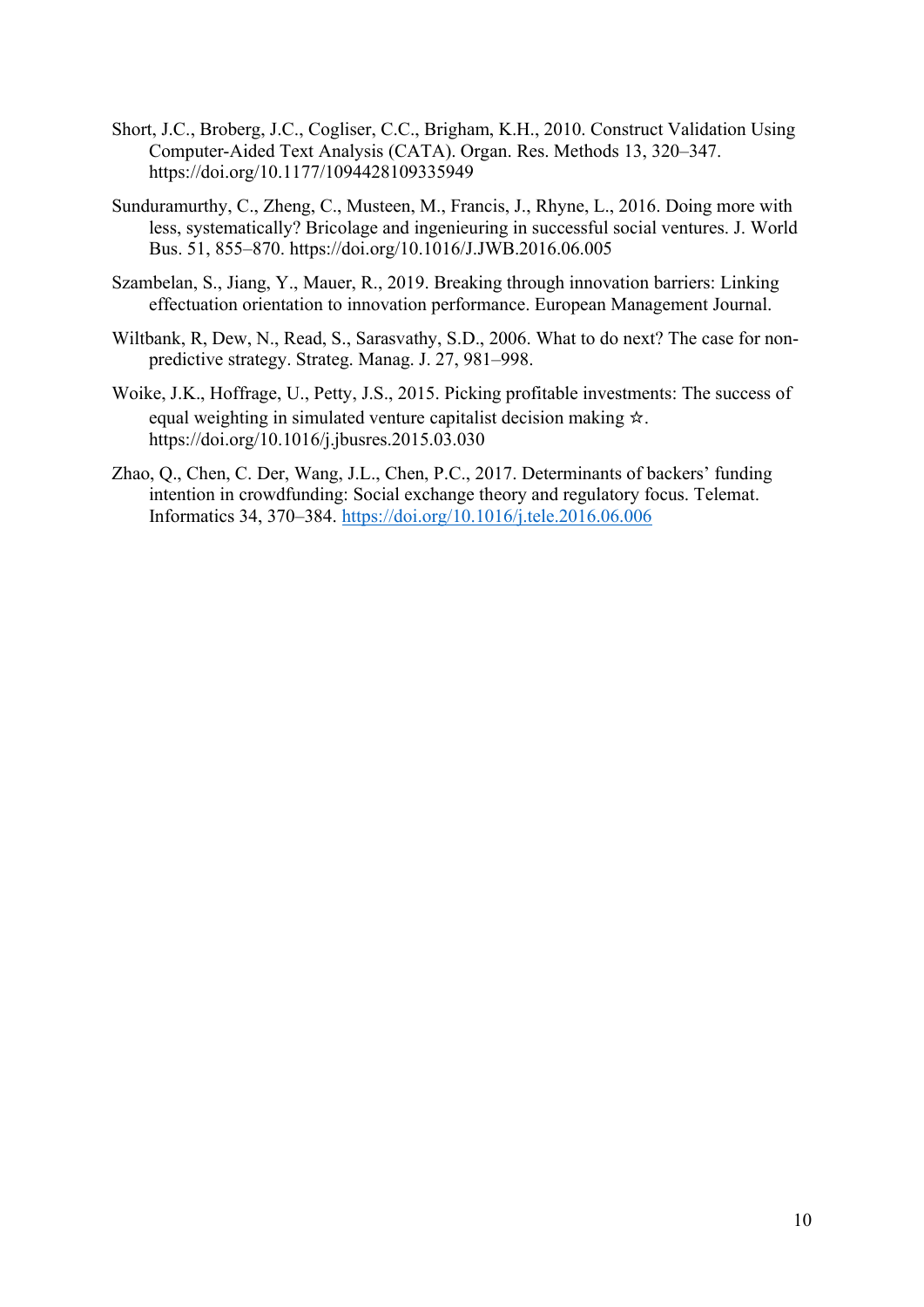Short, J.C., Broberg, J.C., Cogliser, C.C., Brigham, K.H., 2010. Construct Validation Using Computer-Aided Text Analysis (CATA). Organ. Res. Methods 13, 320–347. https://doi.org/10.1177/1094428109335949

Sunduramurthy, C., Zheng, C., Musteen, M., Francis, J., Rhyne, L., 2016. Doing more with less, systematically? Bricolage and ingenieuring in successful social ventures. J. World Bus. 51, 855–870. https://doi.org/10.1016/J.JWB.2016.06.005

Szambelan, S., Jiang, Y., Mauer, R., 2019. Breaking through innovation barriers: Linking effectuation orientation to innovation performance. European Management Journal.

Wiltbank, R, Dew, N., Read, S., Sarasvathy, S.D., 2006. What to do next? The case for non-predictive strategy. Strateg. Manag. J. 27, 981–998.

Woike, J.K., Hoffrage, U., Petty, J.S., 2015. Picking profitable investments: The success of equal weighting in simulated venture capitalist decision making ☆. https://doi.org/10.1016/j.jbusres.2015.03.030

Zhao, Q., Chen, C. Der, Wang, J.L., Chen, P.C., 2017. Determinants of backers' funding intention in crowdfunding: Social exchange theory and regulatory focus. Telemat. Informatics 34, 370–384. https://doi.org/10.1016/j.tele.2016.06.006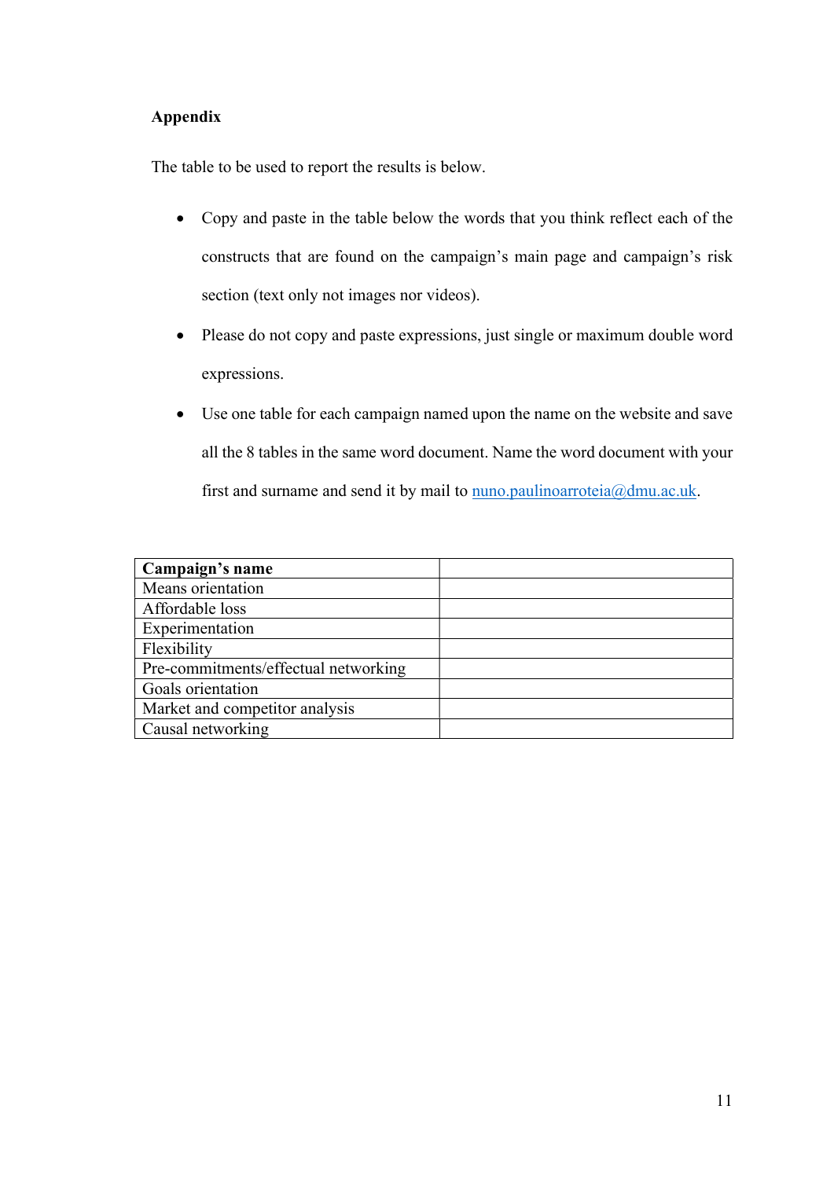**Appendix**

The table to be used to report the results is below.

- Copy and paste in the table below the words that you think reflect each of the constructs that are found on the campaign's main page and campaign's risk section (text only not images nor videos).
- Please do not copy and paste expressions, just single or maximum double word expressions.
- Use one table for each campaign named upon the name on the website and save all the 8 tables in the same word document. Name the word document with your first and surname and send it by mail to nuno.paulinoarroteia@dmu.ac.uk.

| **Campaign's name** | |
|---|---|
| Means orientation | |
| Affordable loss | |
| Experimentation | |
| Flexibility | |
| Pre-commitments/effectual networking | |
| Goals orientation | |
| Market and competitor analysis | |
| Causal networking | |